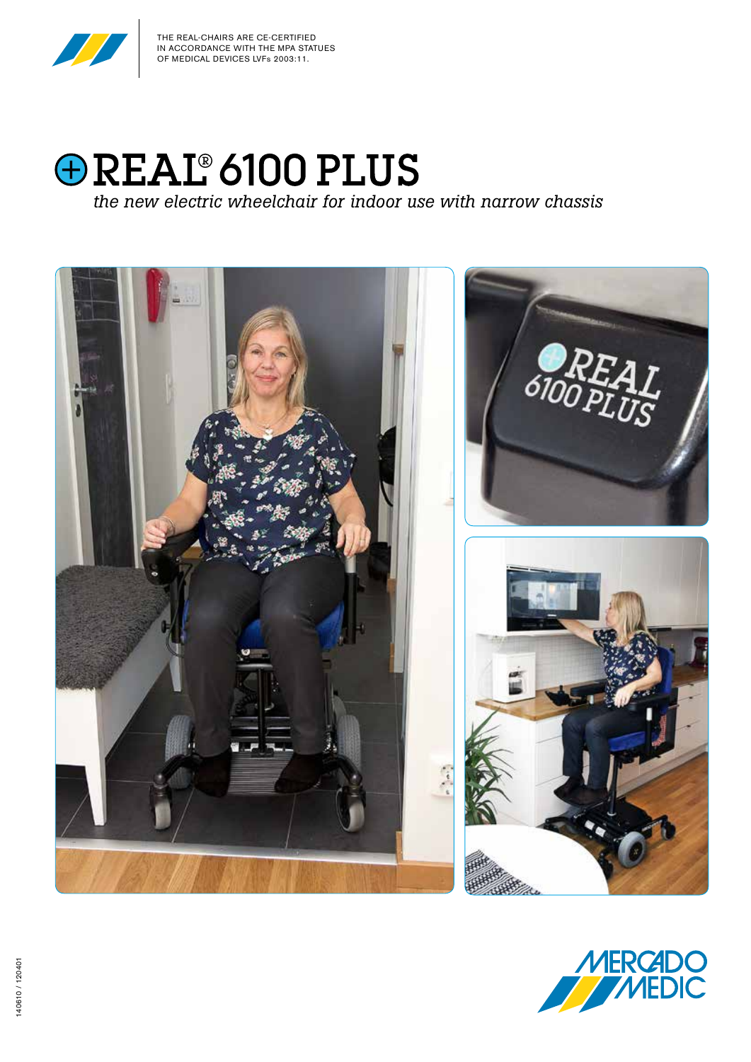THE REAL-CHAIRS ARE CE-CERTIFIED IN ACCORDANCE WITH THE MPA STATUES OF MEDICAL DEVICES LVFs 2003:11.

# ⊕REAL® 6100 PLUS

*the new electric wheelchair for indoor use with narrow chassis*

140610 / 120401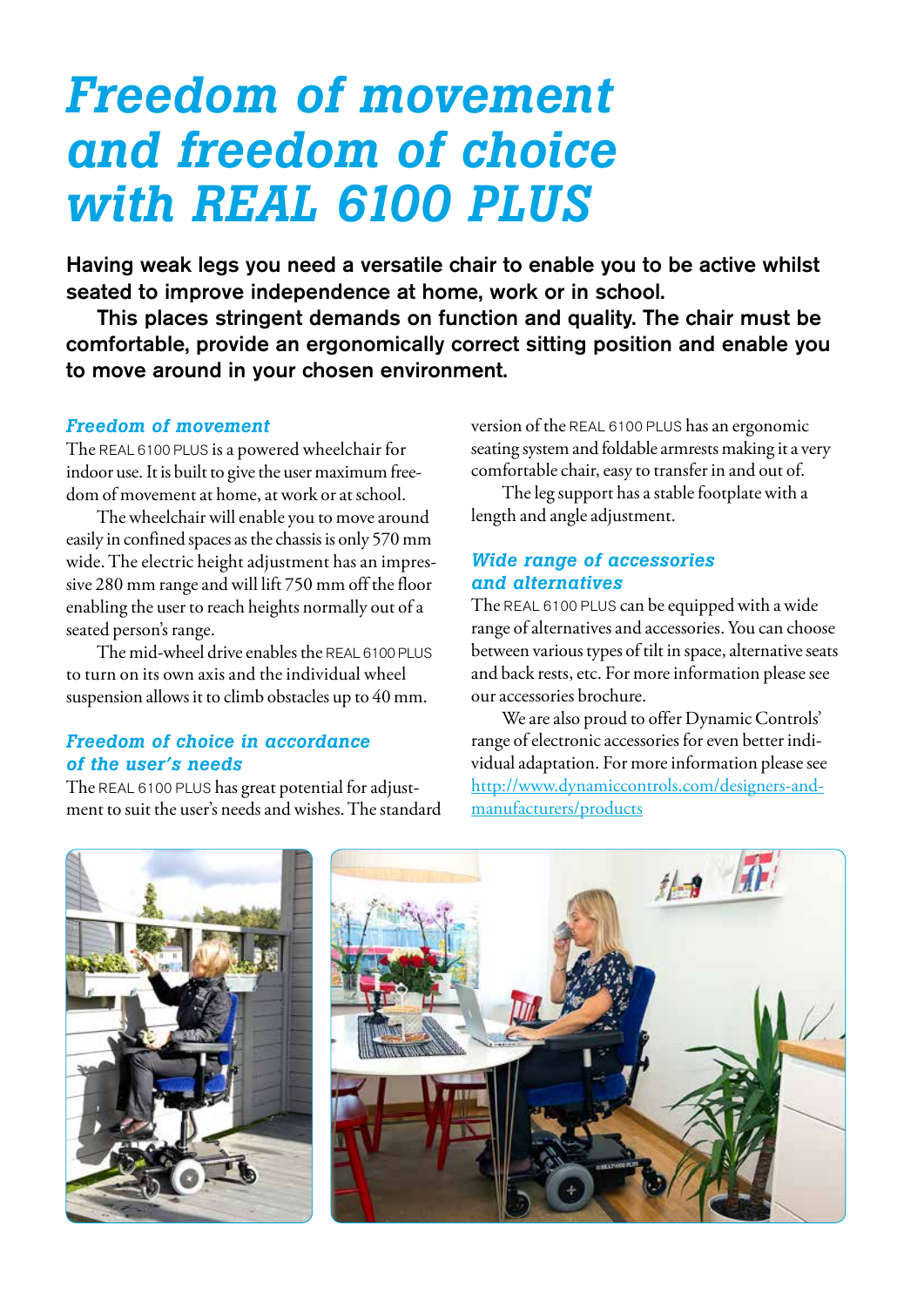# Freedom of movement and freedom of choice with REAL 6100 PLUS

**Having weak legs you need a versatile chair to enable you to be active whilst seated to improve independence at home, work or in school.**

**This places stringent demands on function and quality. The chair must be comfortable, provide an ergonomically correct sitting position and enable you to move around in your chosen environment.**

### *Freedom of movement*

The REAL 6100 PLUS is a powered wheelchair for indoor use. It is built to give the user maximum freedom of movement at home, at work or at school.

The wheelchair will enable you to move around easily in confined spaces as the chassis is only 570 mm wide. The electric height adjustment has an impressive 280 mm range and will lift 750 mm off the floor enabling the user to reach heights normally out of a seated person's range.

The mid-wheel drive enables the REAL 6100 PLUS to turn on its own axis and the individual wheel suspension allows it to climb obstacles up to 40 mm.

### *Freedom of choice in accordance of the user's needs*

The REAL 6100 PLUS has great potential for adjustment to suit the user's needs and wishes. The standard version of the REAL 6100 PLUS has an ergonomic seating system and foldable armrests making it a very comfortable chair, easy to transfer in and out of.

The leg support has a stable footplate with a length and angle adjustment.

### *Wide range of accessories and alternatives*

The REAL 6100 PLUS can be equipped with a wide range of alternatives and accessories. You can choose between various types of tilt in space, alternative seats and back rests, etc. For more information please see our accessories brochure.

We are also proud to offer Dynamic Controls' range of electronic accessories for even better individual adaptation. For more information please see http://www.dynamiccontrols.com/designers-and-manufacturers/products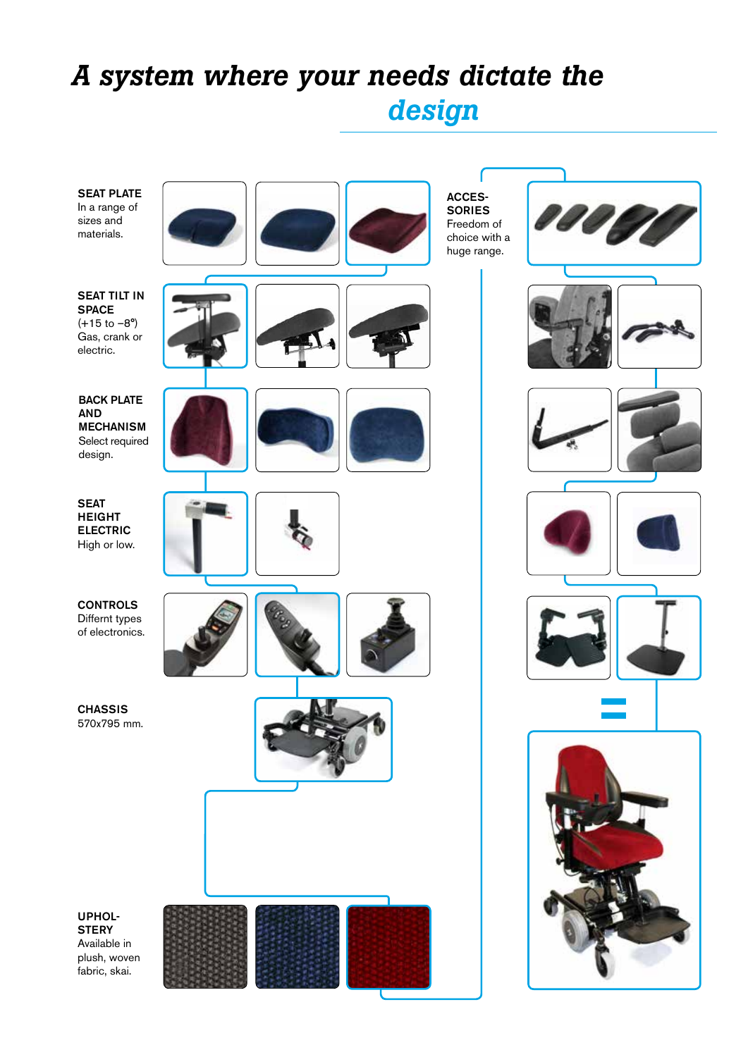# *A system where your needs dictate the design*

**SEAT PLATE**
In a range of sizes and materials.

**SEAT TILT IN SPACE**
(+15 to −8°)
Gas, crank or electric.

**BACK PLATE AND MECHANISM**
Select required design.

**SEAT HEIGHT ELECTRIC**
High or low.

**CONTROLS**
Differnt types of electronics.

**CHASSIS**
570x795 mm.

**UPHOLSTERY**
Available in plush, woven fabric, skai.

**ACCESSORIES**
Freedom of choice with a huge range.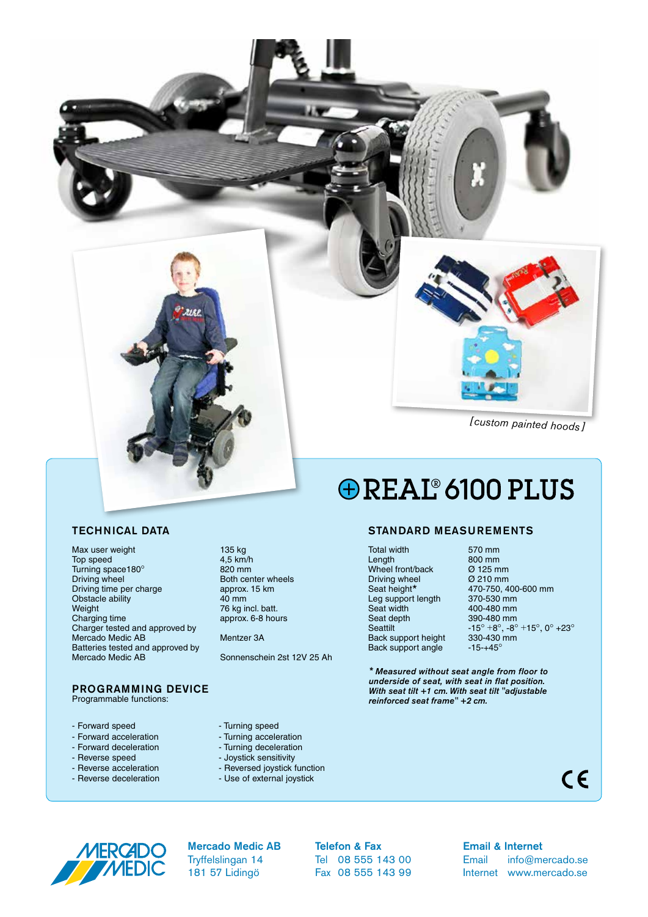[custom painted hoods]

# REAL® 6100 PLUS

## TECHNICAL DATA

| | |
|---|---|
| Max user weight | 135 kg |
| Top speed | 4,5 km/h |
| Turning space180° | 820 mm |
| Driving wheel | Both center wheels |
| Driving time per charge | approx. 15 km |
| Obstacle ability | 40 mm |
| Weight | 76 kg incl. batt. |
| Charging time | approx. 6-8 hours |
| Charger tested and approved by Mercado Medic AB | Mentzer 3A |
| Batteries tested and approved by Mercado Medic AB | Sonnenschein 2st 12V 25 Ah |

## PROGRAMMING DEVICE

Programmable functions:

- Forward speed
- Forward acceleration
- Forward deceleration
- Reverse speed
- Reverse acceleration
- Reverse deceleration
- Turning speed
- Turning acceleration
- Turning deceleration
- Joystick sensitivity
- Reversed joystick function
- Use of external joystick

## STANDARD MEASUREMENTS

| | |
|---|---|
| Total width | 570 mm |
| Length | 800 mm |
| Wheel front/back | Ø 125 mm |
| Driving wheel | Ø 210 mm |
| Seat height* | 470-750, 400-600 mm |
| Leg support length | 370-530 mm |
| Seat width | 400-480 mm |
| Seat depth | 390-480 mm |
| Seattilt | -15° +8°, -8° +15°, 0° +23° |
| Back support height | 330-430 mm |
| Back support angle | -15-+45° |

***** *Measured without seat angle from floor to underside of seat, with seat in flat position. With seat tilt +1 cm. With seat tilt "adjustable reinforced seat frame" +2 cm.*

CE

**Mercado Medic AB**
Tryffelslingan 14
181 57 Lidingö

**Telefon & Fax**
Tel 08 555 143 00
Fax 08 555 143 99

**Email & Internet**
Email info@mercado.se
Internet www.mercado.se